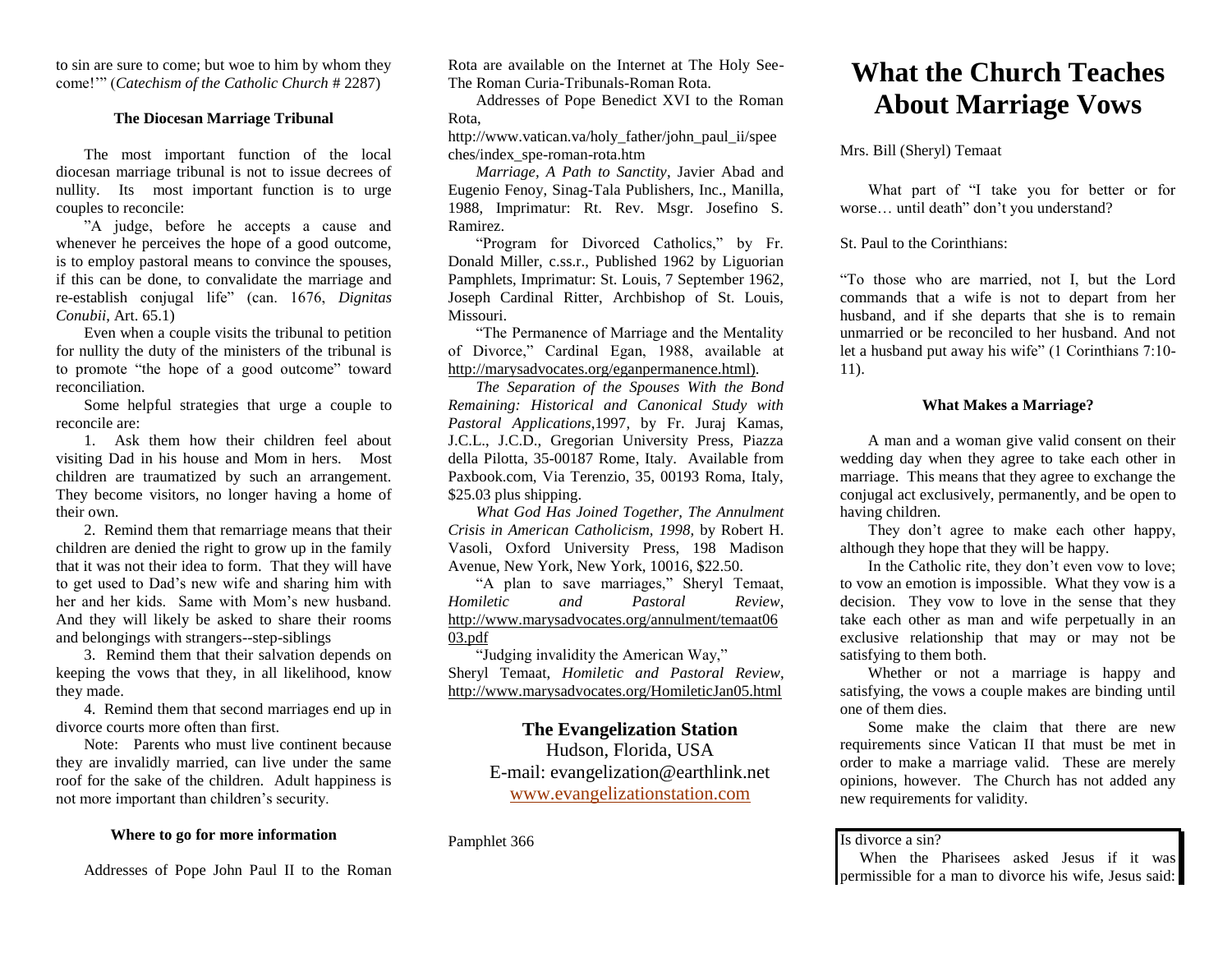to sin are sure to come; but woe to him by whom they come!'" (*Catechism of the Catholic Church* # 2287)

### The Diocesan Marriage Tribunal

The most important function of the local diocesan marriage tribunal is not to issue decrees of nullity. Its most important function is to urge couples to reconcile:

"A judge, before he accepts a cause and whenever he perceives the hope of a good outcome, is to employ pastoral means to convince the spouses, if this can be done, to convalidate the marriage and re-establish conjugal life" (can. 1676, *Dignitas Conubii*, Art. 65.1)

Even when a couple visits the tribunal to petition for nullity the duty of the ministers of the tribunal is to promote "the hope of a good outcome" toward reconciliation.

Some helpful strategies that urge a couple to reconcile are:

1. Ask them how their children feel about visiting Dad in his house and Mom in hers. Most children are traumatized by such an arrangement. They become visitors, no longer having a home of their own.

2. Remind them that remarriage means that their children are denied the right to grow up in the family that it was not their idea to form. That they will have to get used to Dad's new wife and sharing him with her and her kids. Same with Mom's new husband. And they will likely be asked to share their rooms and belongings with strangers--step-siblings

3. Remind them that their salvation depends on keeping the vows that they, in all likelihood, know they made.

4. Remind them that second marriages end up in divorce courts more often than first.

Note: Parents who must live continent because they are invalidly married, can live under the same roof for the sake of the children. Adult happiness is not more important than children's security.

### Where to go for more information

Addresses of Pope John Paul II to the Roman Rota are available on the Internet at The Holy See-The Roman Curia-Tribunals-Roman Rota.

Addresses of Pope Benedict XVI to the Roman Rota,
http://www.vatican.va/holy_father/john_paul_ii/speeches/index_spe-roman-rota.htm

*Marriage, A Path to Sanctity*, Javier Abad and Eugenio Fenoy, Sinag-Tala Publishers, Inc., Manilla, 1988, Imprimatur: Rt. Rev. Msgr. Josefino S. Ramirez.

"Program for Divorced Catholics," by Fr. Donald Miller, c.ss.r., Published 1962 by Liguorian Pamphlets, Imprimatur: St. Louis, 7 September 1962, Joseph Cardinal Ritter, Archbishop of St. Louis, Missouri.

"The Permanence of Marriage and the Mentality of Divorce," Cardinal Egan, 1988, available at http://marysadvocates.org/eganpermanence.html).

*The Separation of the Spouses With the Bond Remaining: Historical and Canonical Study with Pastoral Applications*,1997, by Fr. Juraj Kamas, J.C.L., J.C.D., Gregorian University Press, Piazza della Pilotta, 35-00187 Rome, Italy. Available from Paxbook.com, Via Terenzio, 35, 00193 Roma, Italy, $25.03 plus shipping.

*What God Has Joined Together, The Annulment Crisis in American Catholicism, 1998,* by Robert H. Vasoli, Oxford University Press, 198 Madison Avenue, New York, New York, 10016, $22.50.

"A plan to save marriages," Sheryl Temaat, *Homiletic and Pastoral Review*, http://www.marysadvocates.org/annulment/temaat0603.pdf

"Judging invalidity the American Way," Sheryl Temaat, *Homiletic and Pastoral Review*, http://www.marysadvocates.org/HomileticJan05.html

**The Evangelization Station**
Hudson, Florida, USA
E-mail: evangelization@earthlink.net
www.evangelizationstation.com

Pamphlet 366

# What the Church Teaches About Marriage Vows

Mrs. Bill (Sheryl) Temaat

What part of "I take you for better or for worse… until death" don't you understand?

St. Paul to the Corinthians:

"To those who are married, not I, but the Lord commands that a wife is not to depart from her husband, and if she departs that she is to remain unmarried or be reconciled to her husband. And not let a husband put away his wife" (1 Corinthians 7:10-11).

### What Makes a Marriage?

A man and a woman give valid consent on their wedding day when they agree to take each other in marriage. This means that they agree to exchange the conjugal act exclusively, permanently, and be open to having children.

They don't agree to make each other happy, although they hope that they will be happy.

In the Catholic rite, they don't even vow to love; to vow an emotion is impossible. What they vow is a decision. They vow to love in the sense that they take each other as man and wife perpetually in an exclusive relationship that may or may not be satisfying to them both.

Whether or not a marriage is happy and satisfying, the vows a couple makes are binding until one of them dies.

Some make the claim that there are new requirements since Vatican II that must be met in order to make a marriage valid. These are merely opinions, however. The Church has not added any new requirements for validity.

Is divorce a sin?

When the Pharisees asked Jesus if it was permissible for a man to divorce his wife, Jesus said: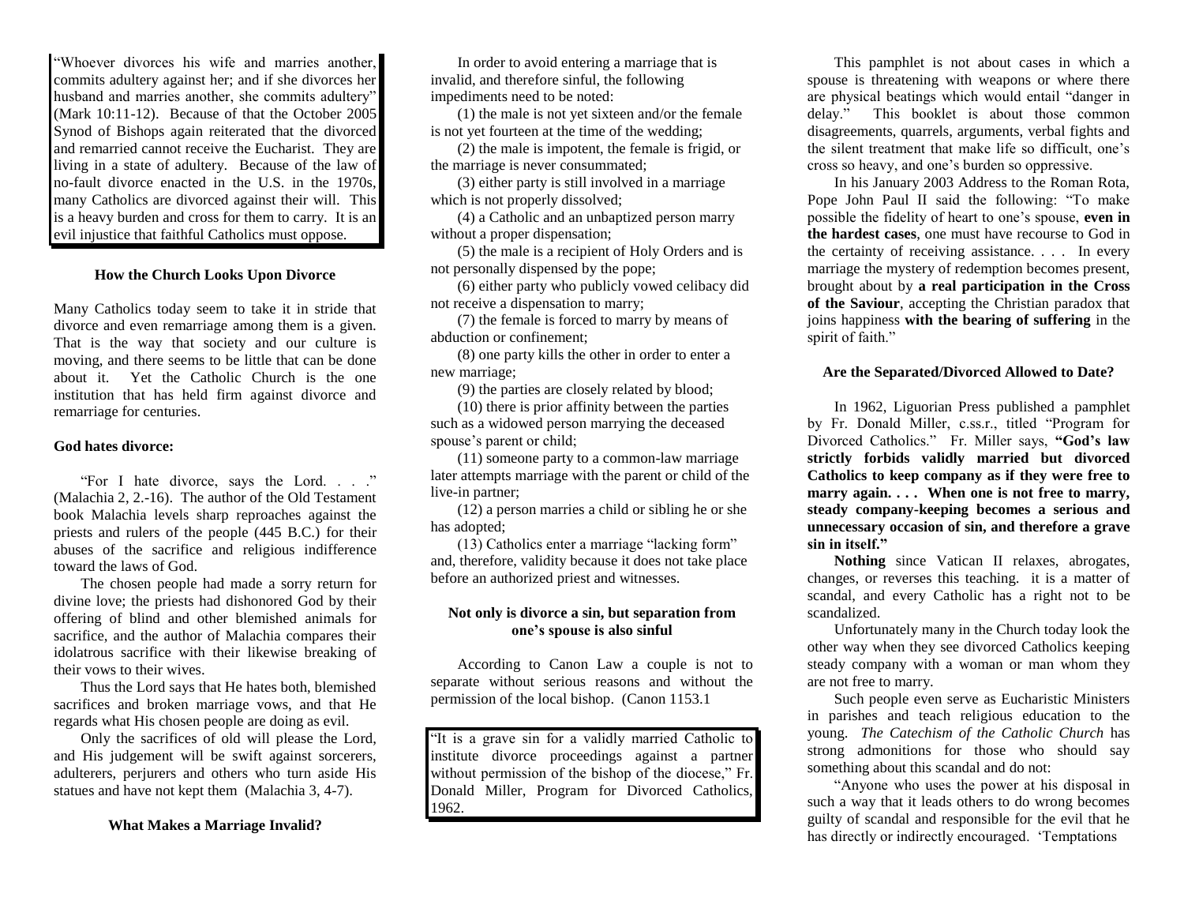"Whoever divorces his wife and marries another, commits adultery against her; and if she divorces her husband and marries another, she commits adultery" (Mark 10:11-12). Because of that the October 2005 Synod of Bishops again reiterated that the divorced and remarried cannot receive the Eucharist. They are living in a state of adultery. Because of the law of no-fault divorce enacted in the U.S. in the 1970s, many Catholics are divorced against their will. This is a heavy burden and cross for them to carry. It is an evil injustice that faithful Catholics must oppose.

### How the Church Looks Upon Divorce

Many Catholics today seem to take it in stride that divorce and even remarriage among them is a given. That is the way that society and our culture is moving, and there seems to be little that can be done about it. Yet the Catholic Church is the one institution that has held firm against divorce and remarriage for centuries.

**God hates divorce:**

"For I hate divorce, says the Lord. . . ." (Malachia 2, 2.-16). The author of the Old Testament book Malachia levels sharp reproaches against the priests and rulers of the people (445 B.C.) for their abuses of the sacrifice and religious indifference toward the laws of God.

The chosen people had made a sorry return for divine love; the priests had dishonored God by their offering of blind and other blemished animals for sacrifice, and the author of Malachia compares their idolatrous sacrifice with their likewise breaking of their vows to their wives.

Thus the Lord says that He hates both, blemished sacrifices and broken marriage vows, and that He regards what His chosen people are doing as evil.

Only the sacrifices of old will please the Lord, and His judgement will be swift against sorcerers, adulterers, perjurers and others who turn aside His statues and have not kept them (Malachia 3, 4-7).

### What Makes a Marriage Invalid?

In order to avoid entering a marriage that is invalid, and therefore sinful, the following impediments need to be noted:

(1) the male is not yet sixteen and/or the female is not yet fourteen at the time of the wedding;

(2) the male is impotent, the female is frigid, or the marriage is never consummated;

(3) either party is still involved in a marriage which is not properly dissolved;

(4) a Catholic and an unbaptized person marry without a proper dispensation;

(5) the male is a recipient of Holy Orders and is not personally dispensed by the pope;

(6) either party who publicly vowed celibacy did not receive a dispensation to marry;

(7) the female is forced to marry by means of abduction or confinement;

(8) one party kills the other in order to enter a new marriage;

(9) the parties are closely related by blood;

(10) there is prior affinity between the parties such as a widowed person marrying the deceased spouse's parent or child;

(11) someone party to a common-law marriage later attempts marriage with the parent or child of the live-in partner;

(12) a person marries a child or sibling he or she has adopted;

(13) Catholics enter a marriage "lacking form" and, therefore, validity because it does not take place before an authorized priest and witnesses.

### Not only is divorce a sin, but separation from one's spouse is also sinful

According to Canon Law a couple is not to separate without serious reasons and without the permission of the local bishop. (Canon 1153.1

"It is a grave sin for a validly married Catholic to institute divorce proceedings against a partner without permission of the bishop of the diocese," Fr. Donald Miller, Program for Divorced Catholics, 1962.

This pamphlet is not about cases in which a spouse is threatening with weapons or where there are physical beatings which would entail "danger in delay." This booklet is about those common disagreements, quarrels, arguments, verbal fights and the silent treatment that make life so difficult, one's cross so heavy, and one's burden so oppressive.

In his January 2003 Address to the Roman Rota, Pope John Paul II said the following: "To make possible the fidelity of heart to one's spouse, **even in the hardest cases**, one must have recourse to God in the certainty of receiving assistance. . . . In every marriage the mystery of redemption becomes present, brought about by **a real participation in the Cross of the Saviour**, accepting the Christian paradox that joins happiness **with the bearing of suffering** in the spirit of faith."

### Are the Separated/Divorced Allowed to Date?

In 1962, Liguorian Press published a pamphlet by Fr. Donald Miller, c.ss.r., titled "Program for Divorced Catholics." Fr. Miller says, **"God's law strictly forbids validly married but divorced Catholics to keep company as if they were free to marry again. . . . When one is not free to marry, steady company-keeping becomes a serious and unnecessary occasion of sin, and therefore a grave sin in itself."**

**Nothing** since Vatican II relaxes, abrogates, changes, or reverses this teaching. it is a matter of scandal, and every Catholic has a right not to be scandalized.

Unfortunately many in the Church today look the other way when they see divorced Catholics keeping steady company with a woman or man whom they are not free to marry.

Such people even serve as Eucharistic Ministers in parishes and teach religious education to the young. *The Catechism of the Catholic Church* has strong admonitions for those who should say something about this scandal and do not:

"Anyone who uses the power at his disposal in such a way that it leads others to do wrong becomes guilty of scandal and responsible for the evil that he has directly or indirectly encouraged. 'Temptations